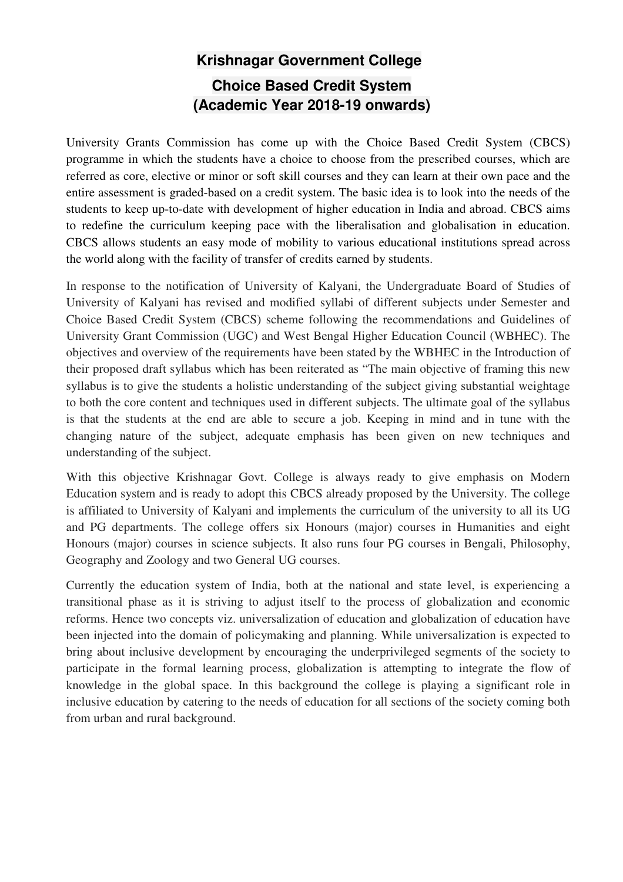# Krishnagar Government College

## Choice Based Credit System
## (Academic Year 2018-19 onwards)

University Grants Commission has come up with the Choice Based Credit System (CBCS) programme in which the students have a choice to choose from the prescribed courses, which are referred as core, elective or minor or soft skill courses and they can learn at their own pace and the entire assessment is graded-based on a credit system. The basic idea is to look into the needs of the students to keep up-to-date with development of higher education in India and abroad. CBCS aims to redefine the curriculum keeping pace with the liberalisation and globalisation in education. CBCS allows students an easy mode of mobility to various educational institutions spread across the world along with the facility of transfer of credits earned by students.

In response to the notification of University of Kalyani, the Undergraduate Board of Studies of University of Kalyani has revised and modified syllabi of different subjects under Semester and Choice Based Credit System (CBCS) scheme following the recommendations and Guidelines of University Grant Commission (UGC) and West Bengal Higher Education Council (WBHEC). The objectives and overview of the requirements have been stated by the WBHEC in the Introduction of their proposed draft syllabus which has been reiterated as "The main objective of framing this new syllabus is to give the students a holistic understanding of the subject giving substantial weightage to both the core content and techniques used in different subjects. The ultimate goal of the syllabus is that the students at the end are able to secure a job. Keeping in mind and in tune with the changing nature of the subject, adequate emphasis has been given on new techniques and understanding of the subject.

With this objective Krishnagar Govt. College is always ready to give emphasis on Modern Education system and is ready to adopt this CBCS already proposed by the University. The college is affiliated to University of Kalyani and implements the curriculum of the university to all its UG and PG departments. The college offers six Honours (major) courses in Humanities and eight Honours (major) courses in science subjects. It also runs four PG courses in Bengali, Philosophy, Geography and Zoology and two General UG courses.

Currently the education system of India, both at the national and state level, is experiencing a transitional phase as it is striving to adjust itself to the process of globalization and economic reforms. Hence two concepts viz. universalization of education and globalization of education have been injected into the domain of policymaking and planning. While universalization is expected to bring about inclusive development by encouraging the underprivileged segments of the society to participate in the formal learning process, globalization is attempting to integrate the flow of knowledge in the global space. In this background the college is playing a significant role in inclusive education by catering to the needs of education for all sections of the society coming both from urban and rural background.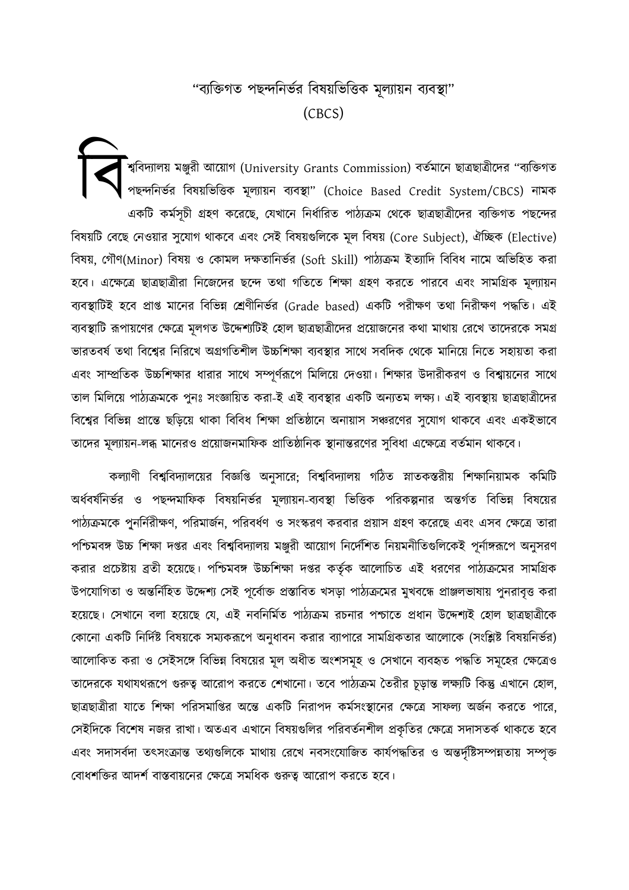# "ব্যক্তিগত পছন্দনির্ভর বিষয়ভিত্তিক মূল্যায়ন ব্যবস্থা"

# (CBCS)

বিশ্ববিদ্যালয় মঞ্জুরী আয়োগ (University Grants Commission) বর্তমানে ছাত্রছাত্রীদের "ব্যক্তিগত পছন্দনির্ভর বিষয়ভিত্তিক মূল্যায়ন ব্যবস্থা" (Choice Based Credit System/CBCS) নামক একটি কর্মসূচী গ্রহণ করেছে, যেখানে নির্ধারিত পাঠ্যক্রম থেকে ছাত্রছাত্রীদের ব্যক্তিগত পছন্দের বিষয়টি বেছে নেওয়ার সুযোগ থাকবে এবং সেই বিষয়গুলিকে মূল বিষয় (Core Subject), ঐচ্ছিক (Elective) বিষয়, গৌণ(Minor) বিষয় ও কোমল দক্ষতানির্ভর (Soft Skill) পাঠ্যক্রম ইত্যাদি বিবিধ নামে অভিহিত করা হবে। এক্ষেত্রে ছাত্রছাত্রীরা নিজেদের ছন্দে তথা গতিতে শিক্ষা গ্রহণ করতে পারবে এবং সামগ্রিক মূল্যায়ন ব্যবস্থাটিই হবে প্রাপ্ত মানের বিভিন্ন শ্রেণীনির্ভর (Grade based) একটি পরীক্ষণ তথা নিরীক্ষণ পদ্ধতি। এই ব্যবস্থাটি রূপায়ণের ক্ষেত্রে মূলগত উদ্দেশ্যটিই হোল ছাত্রছাত্রীদের প্রয়োজনের কথা মাথায় রেখে তাদেরকে সমগ্র ভারতবর্ষ তথা বিশ্বের নিরিখে অগ্রগতিশীল উচ্চশিক্ষা ব্যবস্থার সাথে সবদিক থেকে মানিয়ে নিতে সহায়তা করা এবং সাম্প্রতিক উচ্চশিক্ষার ধারার সাথে সম্পূর্ণরূপে মিলিয়ে দেওয়া। শিক্ষার উদারীকরণ ও বিশ্বায়নের সাথে তাল মিলিয়ে পাঠ্যক্রমকে পুনঃ সংজ্ঞায়িত করা-ই এই ব্যবস্থার একটি অন্যতম লক্ষ্য। এই ব্যবস্থায় ছাত্রছাত্রীদের বিশ্বের বিভিন্ন প্রান্তে ছড়িয়ে থাকা বিবিধ শিক্ষা প্রতিষ্ঠানে অনায়াস সঞ্চরণের সুযোগ থাকবে এবং একইভাবে তাদের মূল্যায়ন-লব্ধ মানেরও প্রয়োজনমাফিক প্রাতিষ্ঠানিক স্থানান্তরণের সুবিধা এক্ষেত্রে বর্তমান থাকবে।

কল্যাণী বিশ্ববিদ্যালয়ের বিজ্ঞপ্তি অনুসারে; বিশ্ববিদ্যালয় গঠিত স্নাতকস্তরীয় শিক্ষানিয়ামক কমিটি অর্ধবর্ষনির্ভর ও পছন্দমাফিক বিষয়নির্ভর মূল্যায়ন-ব্যবস্থা ভিত্তিক পরিকল্পনার অন্তর্গত বিভিন্ন বিষয়ের পাঠ্যক্রমকে পুনর্নিরীক্ষণ, পরিমার্জন, পরিবর্ধন ও সংস্করণ করবার প্রয়াস গ্রহণ করেছে এবং এসব ক্ষেত্রে তারা পশ্চিমবঙ্গ উচ্চ শিক্ষা দপ্তর এবং বিশ্ববিদ্যালয় মঞ্জুরী আয়োগ নির্দেশিত নিয়মনীতিগুলিকেই পূর্ণাঙ্গরূপে অনুসরণ করার প্রচেষ্টায় ব্রতী হয়েছে। পশ্চিমবঙ্গ উচ্চশিক্ষা দপ্তর কর্তৃক আলোচিত এই ধরণের পাঠ্যক্রমের সামগ্রিক উপযোগিতা ও অন্তর্নিহিত উদ্দেশ্য সেই পূর্বোক্ত প্রস্তাবিত খসড়া পাঠ্যক্রমের মুখবন্ধে প্রাঞ্জলভাষায় পুনরাবৃত্ত করা হয়েছে। সেখানে বলা হয়েছে যে, এই নবনির্মিত পাঠ্যক্রম রচনার পশ্চাতে প্রধান উদ্দেশ্যই হোল ছাত্রছাত্রীকে কোনো একটি নির্দিষ্ট বিষয়কে সম্যকরূপে অনুধাবন করার ব্যাপারে সামগ্রিকতার আলোকে (সংশ্লিষ্ট বিষয়নির্ভর) আলোকিত করা ও সেইসঙ্গে বিভিন্ন বিষয়ের মূল অধীত অংশসমূহ ও সেখানে ব্যবহৃত পদ্ধতি সমূহের ক্ষেত্রেও তাদেরকে যথাযথরূপে গুরুত্ব আরোপ করতে শেখানো। তবে পাঠ্যক্রম তৈরীর চূড়ান্ত লক্ষ্যটি কিন্তু এখানে হোল, ছাত্রছাত্রীরা যাতে শিক্ষা পরিসমাপ্তির অন্তে একটি নিরাপদ কর্মসংস্থানের ক্ষেত্রে সাফল্য অর্জন করতে পারে, সেইদিকে বিশেষ নজর রাখা। অতএব এখানে বিষয়গুলির পরিবর্তনশীল প্রকৃতির ক্ষেত্রে সদাসতর্ক থাকতে হবে এবং সদাসর্বদা তৎসংক্রান্ত তথ্যগুলিকে মাথায় রেখে নবসংযোজিত কার্যপদ্ধতির ও অন্তর্দৃষ্টিসম্পন্নতায় সম্পৃক্ত বোধশক্তির আদর্শ বাস্তবায়নের ক্ষেত্রে সমধিক গুরুত্ব আরোপ করতে হবে।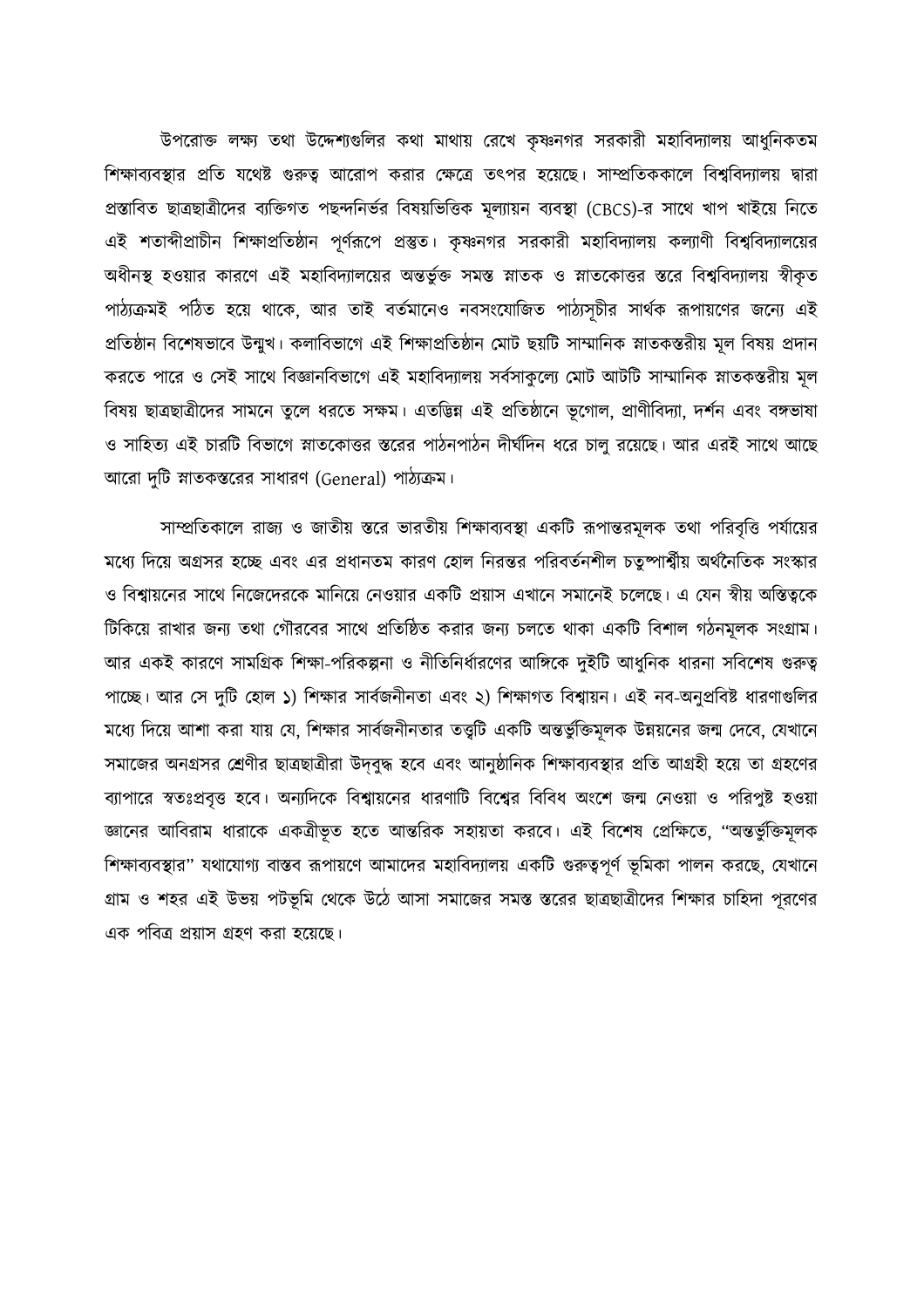উপরোক্ত লক্ষ্য তথা উদ্দেশ্যগুলির কথা মাথায় রেখে কৃষ্ণনগর সরকারী মহাবিদ্যালয় আধুনিকতম শিক্ষাব্যবস্থার প্রতি যথেষ্ট গুরুত্ব আরোপ করার ক্ষেত্রে তৎপর হয়েছে। সাম্প্রতিককালে বিশ্ববিদ্যালয় দ্বারা প্রস্তাবিত ছাত্রছাত্রীদের ব্যক্তিগত পছন্দনির্ভর বিষয়ভিত্তিক মূল্যায়ন ব্যবস্থা (CBCS)-র সাথে খাপ খাইয়ে নিতে এই শতাব্দীপ্রাচীন শিক্ষাপ্রতিষ্ঠান পূর্ণরূপে প্রস্তুত। কৃষ্ণনগর সরকারী মহাবিদ্যালয় কল্যাণী বিশ্ববিদ্যালয়ের অধীনস্থ হওয়ার কারণে এই মহাবিদ্যালয়ের অন্তর্ভুক্ত সমস্ত স্নাতক ও স্নাতকোত্তর স্তরে বিশ্ববিদ্যালয় স্বীকৃত পাঠ্যক্রমই পঠিত হয়ে থাকে, আর তাই বর্তমানেও নবসংযোজিত পাঠ্যসূচীর সার্থক রূপায়ণের জন্যে এই প্রতিষ্ঠান বিশেষভাবে উন্মুখ। কলাবিভাগে এই শিক্ষাপ্রতিষ্ঠান মোট ছয়টি সাম্মানিক স্নাতকস্তরীয় মূল বিষয় প্রদান করতে পারে ও সেই সাথে বিজ্ঞানবিভাগে এই মহাবিদ্যালয় সর্বসাকুল্যে মোট আটটি সাম্মানিক স্নাতকস্তরীয় মূল বিষয় ছাত্রছাত্রীদের সামনে তুলে ধরতে সক্ষম। এতদ্ভিন্ন এই প্রতিষ্ঠানে ভূগোল, প্রাণীবিদ্যা, দর্শন এবং বঙ্গভাষা ও সাহিত্য এই চারটি বিভাগে স্নাতকোত্তর স্তরের পাঠনপাঠন দীর্ঘদিন ধরে চালু রয়েছে। আর এরই সাথে আছে আরো দুটি স্নাতকস্তরের সাধারণ (General) পাঠ্যক্রম।

সাম্প্রতিকালে রাজ্য ও জাতীয় স্তরে ভারতীয় শিক্ষাব্যবস্থা একটি রূপান্তরমূলক তথা পরিবৃত্তি পর্যায়ের মধ্যে দিয়ে অগ্রসর হচ্ছে এবং এর প্রধানতম কারণ হোল নিরন্তর পরিবর্তনশীল চতুষ্পার্শ্বীয় অর্থনৈতিক সংস্কার ও বিশ্বায়নের সাথে নিজেদেরকে মানিয়ে নেওয়ার একটি প্রয়াস এখানে সমানেই চলেছে। এ যেন স্বীয় অস্তিত্বকে টিকিয়ে রাখার জন্য তথা গৌরবের সাথে প্রতিষ্ঠিত করার জন্য চলতে থাকা একটি বিশাল গঠনমূলক সংগ্রাম। আর একই কারণে সামগ্রিক শিক্ষা-পরিকল্পনা ও নীতিনির্ধারণের আঙ্গিকে দুইটি আধুনিক ধারনা সবিশেষ গুরুত্ব পাচ্ছে। আর সে দুটি হোল ১) শিক্ষার সার্বজনীনতা এবং ২) শিক্ষাগত বিশ্বায়ন। এই নব-অনুপ্রবিষ্ট ধারণাগুলির মধ্যে দিয়ে আশা করা যায় যে, শিক্ষার সার্বজনীনতার তত্ত্বটি একটি অন্তর্ভুক্তিমূলক উন্নয়নের জন্ম দেবে, যেখানে সমাজের অনগ্রসর শ্রেণীর ছাত্রছাত্রীরা উদবুদ্ধ হবে এবং আনুষ্ঠানিক শিক্ষাব্যবস্থার প্রতি আগ্রহী হয়ে তা গ্রহণের ব্যাপারে স্বতঃপ্রবৃত্ত হবে। অন্যদিকে বিশ্বায়নের ধারণাটি বিশ্বের বিবিধ অংশে জন্ম নেওয়া ও পরিপুষ্ট হওয়া জ্ঞানের অবিরাম ধারাকে একত্রীভূত হতে আন্তরিক সহায়তা করবে। এই বিশেষ প্রেক্ষিতে, "অন্তর্ভুক্তিমূলক শিক্ষাব্যবস্থার" যথাযোগ্য বাস্তব রূপায়ণে আমাদের মহাবিদ্যালয় একটি গুরুত্বপূর্ণ ভূমিকা পালন করছে, যেখানে গ্রাম ও শহর এই উভয় পটভূমি থেকে উঠে আসা সমাজের সমস্ত স্তরের ছাত্রছাত্রীদের শিক্ষার চাহিদা পূরণের এক পবিত্র প্রয়াস গ্রহণ করা হয়েছে।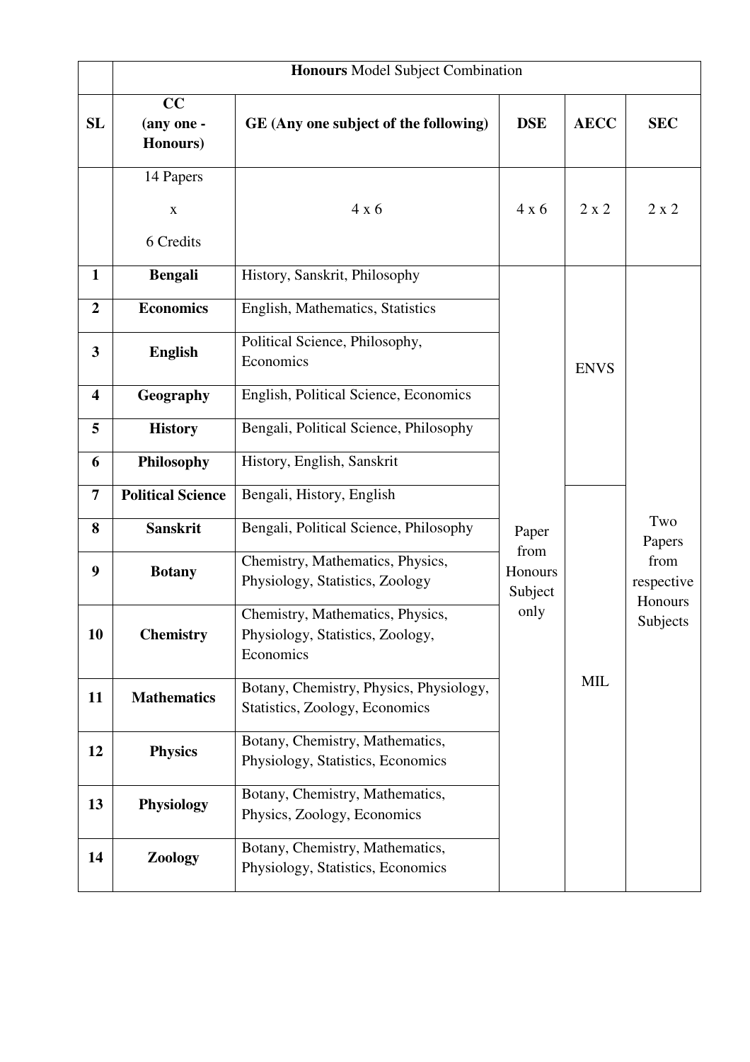| SL | Honours Model Subject Combination | | | | |
|---|---|---|---|---|---|
| SL | **CC (any one - Honours)** | **GE (Any one subject of the following)** | **DSE** | **AECC** | **SEC** |
| | 14 Papers x 6 Credits | 4 x 6 | 4 x 6 | 2 x 2 | 2 x 2 |
| **1** | **Bengali** | History, Sanskrit, Philosophy | Paper from Honours Subject only | ENVS | Two Papers from respective Honours Subjects |
| **2** | **Economics** | English, Mathematics, Statistics | | | |
| **3** | **English** | Political Science, Philosophy, Economics | | | |
| **4** | **Geography** | English, Political Science, Economics | | | |
| **5** | **History** | Bengali, Political Science, Philosophy | | | |
| **6** | **Philosophy** | History, English, Sanskrit | | | |
| **7** | **Political Science** | Bengali, History, English | | MIL | |
| **8** | **Sanskrit** | Bengali, Political Science, Philosophy | | | |
| **9** | **Botany** | Chemistry, Mathematics, Physics, Physiology, Statistics, Zoology | | | |
| **10** | **Chemistry** | Chemistry, Mathematics, Physics, Physiology, Statistics, Zoology, Economics | | | |
| **11** | **Mathematics** | Botany, Chemistry, Physics, Physiology, Statistics, Zoology, Economics | | | |
| **12** | **Physics** | Botany, Chemistry, Mathematics, Physiology, Statistics, Economics | | | |
| **13** | **Physiology** | Botany, Chemistry, Mathematics, Physics, Zoology, Economics | | | |
| **14** | **Zoology** | Botany, Chemistry, Mathematics, Physiology, Statistics, Economics | | | |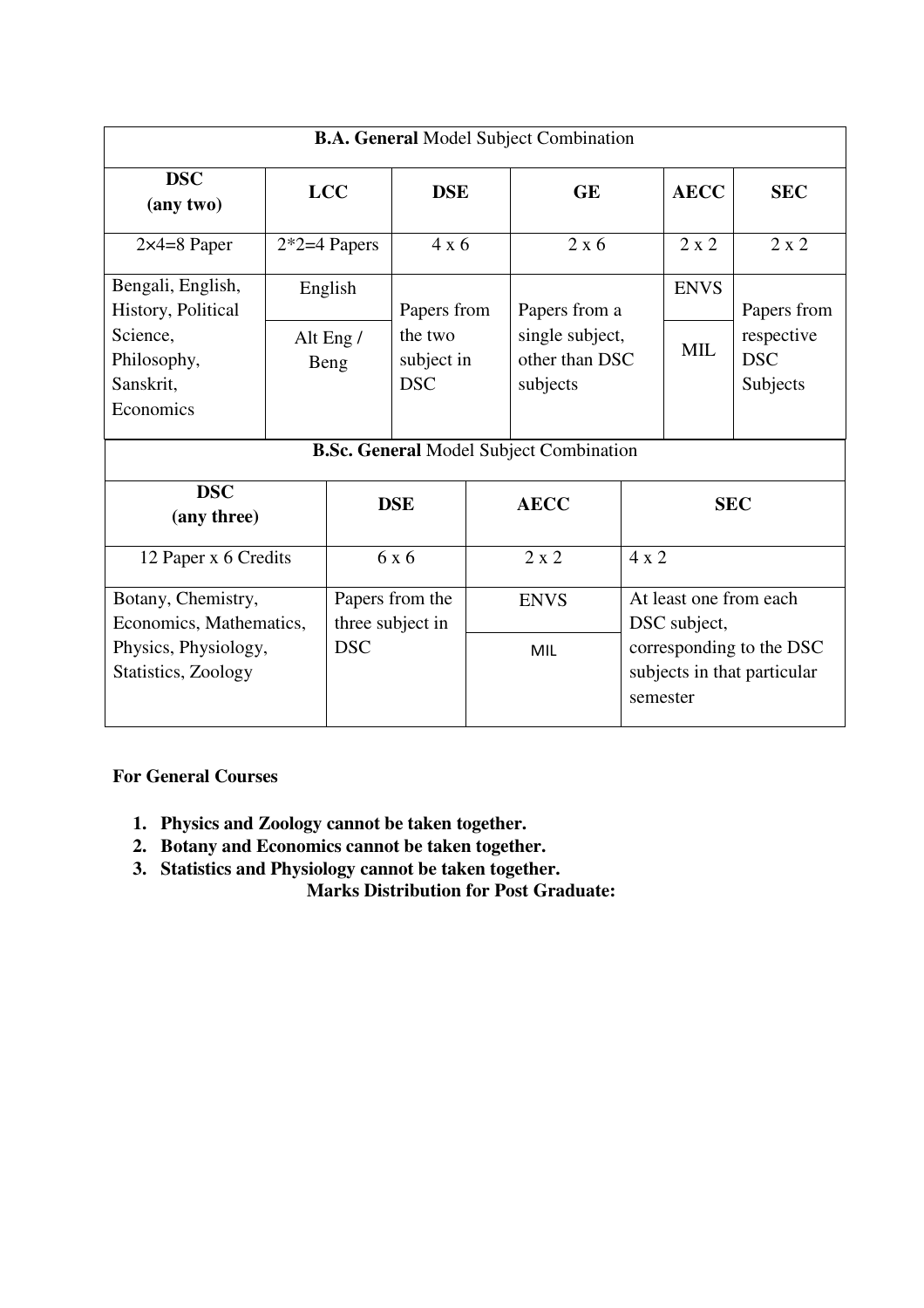**B.A. General** Model Subject Combination

| DSC (any two) | LCC | DSE | GE | AECC | SEC |
|---|---|---|---|---|---|
| 2×4=8 Paper | 2*2=4 Papers | 4 x 6 | 2 x 6 | 2 x 2 | 2 x 2 |
| Bengali, English, History, Political Science, Philosophy, Sanskrit, Economics | English | Papers from the two subject in DSC | Papers from a single subject, other than DSC subjects | ENVS | Papers from respective DSC Subjects |
| | Alt Eng / Beng | | | MIL | |

**B.Sc. General** Model Subject Combination

| DSC (any three) | DSE | AECC | SEC |
|---|---|---|---|
| 12 Paper x 6 Credits | 6 x 6 | 2 x 2 | 4 x 2 |
| Botany, Chemistry, Economics, Mathematics, Physics, Physiology, Statistics, Zoology | Papers from the three subject in DSC | ENVS | At least one from each DSC subject, corresponding to the DSC subjects in that particular semester |
| | | MIL | |

**For General Courses**

1. **Physics and Zoology cannot be taken together.**
2. **Botany and Economics cannot be taken together.**
3. **Statistics and Physiology cannot be taken together.**

**Marks Distribution for Post Graduate:**